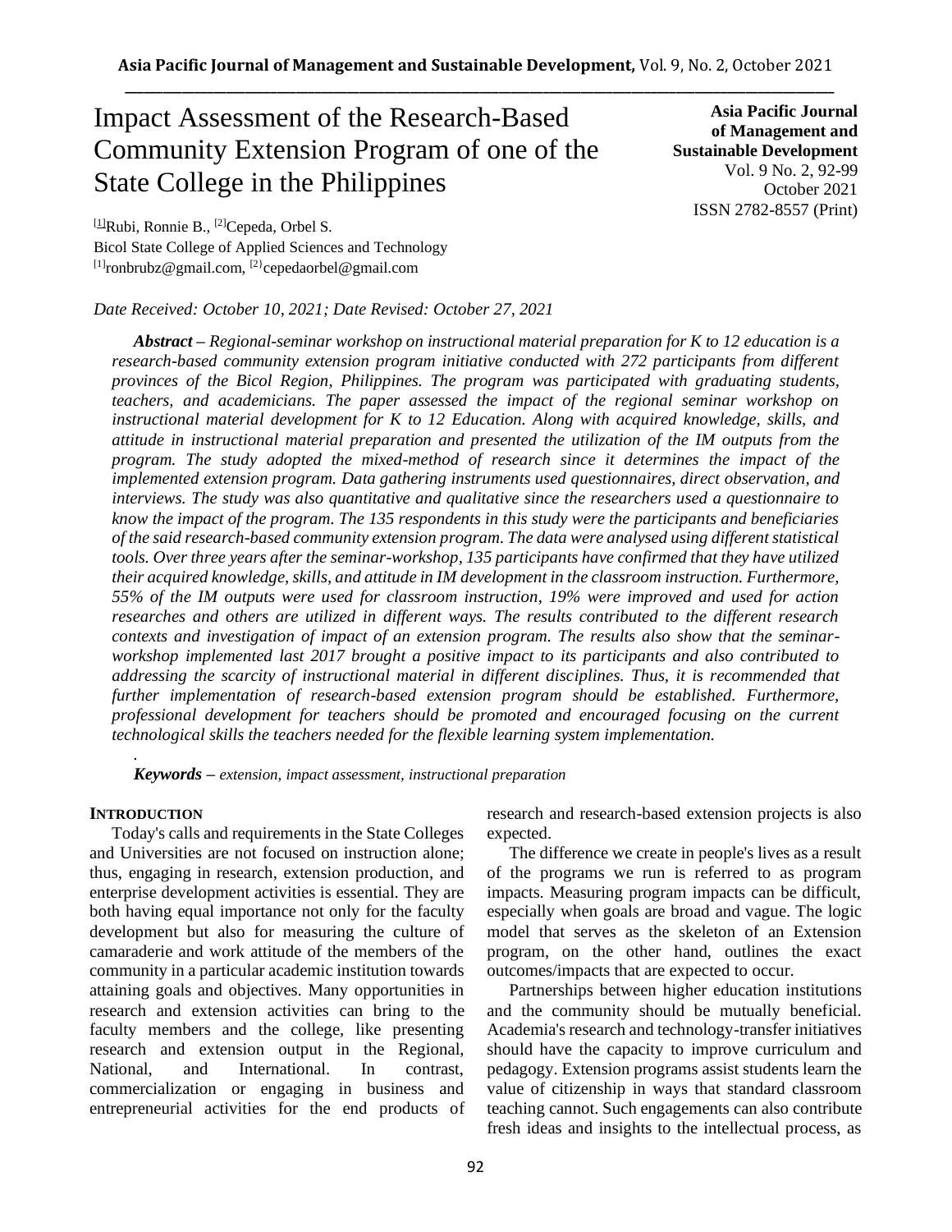# Impact Assessment of the Research-Based Community Extension Program of one of the State College in the Philippines

**Asia Pacific Journal of Management and Sustainable Development**
Vol. 9 No. 2, 92-99
October 2021
ISSN 2782-8557 (Print)

[1]Rubi, Ronnie B., [2]Cepeda, Orbel S.
Bicol State College of Applied Sciences and Technology
[1]ronbrubz@gmail.com, [2]cepedaorbel@gmail.com

*Date Received: October 10, 2021; Date Revised: October 27, 2021*

***Abstract** – Regional-seminar workshop on instructional material preparation for K to 12 education is a research-based community extension program initiative conducted with 272 participants from different provinces of the Bicol Region, Philippines. The program was participated with graduating students, teachers, and academicians. The paper assessed the impact of the regional seminar workshop on instructional material development for K to 12 Education. Along with acquired knowledge, skills, and attitude in instructional material preparation and presented the utilization of the IM outputs from the program. The study adopted the mixed-method of research since it determines the impact of the implemented extension program. Data gathering instruments used questionnaires, direct observation, and interviews. The study was also quantitative and qualitative since the researchers used a questionnaire to know the impact of the program. The 135 respondents in this study were the participants and beneficiaries of the said research-based community extension program. The data were analysed using different statistical tools. Over three years after the seminar-workshop, 135 participants have confirmed that they have utilized their acquired knowledge, skills, and attitude in IM development in the classroom instruction. Furthermore, 55% of the IM outputs were used for classroom instruction, 19% were improved and used for action researches and others are utilized in different ways. The results contributed to the different research contexts and investigation of impact of an extension program. The results also show that the seminar-workshop implemented last 2017 brought a positive impact to its participants and also contributed to addressing the scarcity of instructional material in different disciplines. Thus, it is recommended that further implementation of research-based extension program should be established. Furthermore, professional development for teachers should be promoted and encouraged focusing on the current technological skills the teachers needed for the flexible learning system implementation.*

***Keywords** – extension, impact assessment, instructional preparation*

## INTRODUCTION

Today's calls and requirements in the State Colleges and Universities are not focused on instruction alone; thus, engaging in research, extension production, and enterprise development activities is essential. They are both having equal importance not only for the faculty development but also for measuring the culture of camaraderie and work attitude of the members of the community in a particular academic institution towards attaining goals and objectives. Many opportunities in research and extension activities can bring to the faculty members and the college, like presenting research and extension output in the Regional, National, and International. In contrast, commercialization or engaging in business and entrepreneurial activities for the end products of research and research-based extension projects is also expected.

The difference we create in people's lives as a result of the programs we run is referred to as program impacts. Measuring program impacts can be difficult, especially when goals are broad and vague. The logic model that serves as the skeleton of an Extension program, on the other hand, outlines the exact outcomes/impacts that are expected to occur.

Partnerships between higher education institutions and the community should be mutually beneficial. Academia's research and technology-transfer initiatives should have the capacity to improve curriculum and pedagogy. Extension programs assist students learn the value of citizenship in ways that standard classroom teaching cannot. Such engagements can also contribute fresh ideas and insights to the intellectual process, as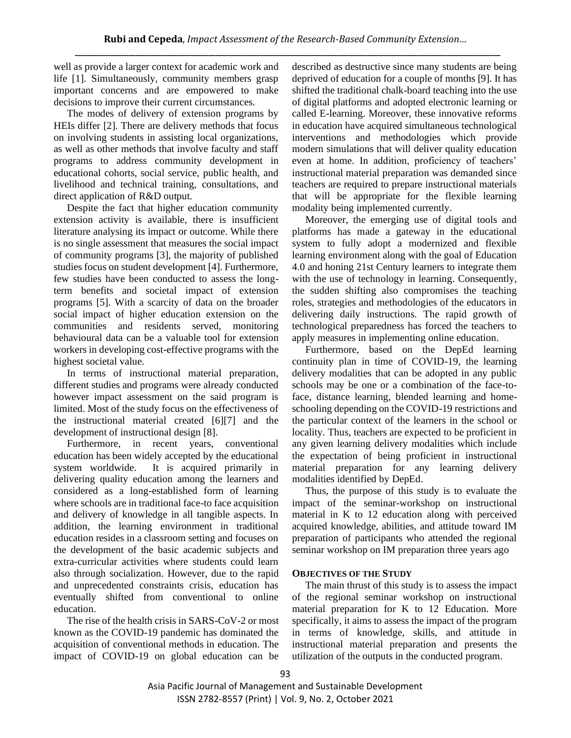well as provide a larger context for academic work and life [1]. Simultaneously, community members grasp important concerns and are empowered to make decisions to improve their current circumstances.

The modes of delivery of extension programs by HEIs differ [2]. There are delivery methods that focus on involving students in assisting local organizations, as well as other methods that involve faculty and staff programs to address community development in educational cohorts, social service, public health, and livelihood and technical training, consultations, and direct application of R&D output.

Despite the fact that higher education community extension activity is available, there is insufficient literature analysing its impact or outcome. While there is no single assessment that measures the social impact of community programs [3], the majority of published studies focus on student development [4]. Furthermore, few studies have been conducted to assess the long-term benefits and societal impact of extension programs [5]. With a scarcity of data on the broader social impact of higher education extension on the communities and residents served, monitoring behavioural data can be a valuable tool for extension workers in developing cost-effective programs with the highest societal value.

In terms of instructional material preparation, different studies and programs were already conducted however impact assessment on the said program is limited. Most of the study focus on the effectiveness of the instructional material created [6][7] and the development of instructional design [8].

Furthermore, in recent years, conventional education has been widely accepted by the educational system worldwide. It is acquired primarily in delivering quality education among the learners and considered as a long-established form of learning where schools are in traditional face-to face acquisition and delivery of knowledge in all tangible aspects. In addition, the learning environment in traditional education resides in a classroom setting and focuses on the development of the basic academic subjects and extra-curricular activities where students could learn also through socialization. However, due to the rapid and unprecedented constraints crisis, education has eventually shifted from conventional to online education.

The rise of the health crisis in SARS-CoV-2 or most known as the COVID-19 pandemic has dominated the acquisition of conventional methods in education. The impact of COVID-19 on global education can be described as destructive since many students are being deprived of education for a couple of months [9]. It has shifted the traditional chalk-board teaching into the use of digital platforms and adopted electronic learning or called E-learning. Moreover, these innovative reforms in education have acquired simultaneous technological interventions and methodologies which provide modern simulations that will deliver quality education even at home. In addition, proficiency of teachers' instructional material preparation was demanded since teachers are required to prepare instructional materials that will be appropriate for the flexible learning modality being implemented currently.

Moreover, the emerging use of digital tools and platforms has made a gateway in the educational system to fully adopt a modernized and flexible learning environment along with the goal of Education 4.0 and honing 21st Century learners to integrate them with the use of technology in learning. Consequently, the sudden shifting also compromises the teaching roles, strategies and methodologies of the educators in delivering daily instructions. The rapid growth of technological preparedness has forced the teachers to apply measures in implementing online education.

Furthermore, based on the DepEd learning continuity plan in time of COVID-19, the learning delivery modalities that can be adopted in any public schools may be one or a combination of the face-to-face, distance learning, blended learning and home-schooling depending on the COVID-19 restrictions and the particular context of the learners in the school or locality. Thus, teachers are expected to be proficient in any given learning delivery modalities which include the expectation of being proficient in instructional material preparation for any learning delivery modalities identified by DepEd.

Thus, the purpose of this study is to evaluate the impact of the seminar-workshop on instructional material in K to 12 education along with perceived acquired knowledge, abilities, and attitude toward IM preparation of participants who attended the regional seminar workshop on IM preparation three years ago

## OBJECTIVES OF THE STUDY

The main thrust of this study is to assess the impact of the regional seminar workshop on instructional material preparation for K to 12 Education. More specifically, it aims to assess the impact of the program in terms of knowledge, skills, and attitude in instructional material preparation and presents the utilization of the outputs in the conducted program.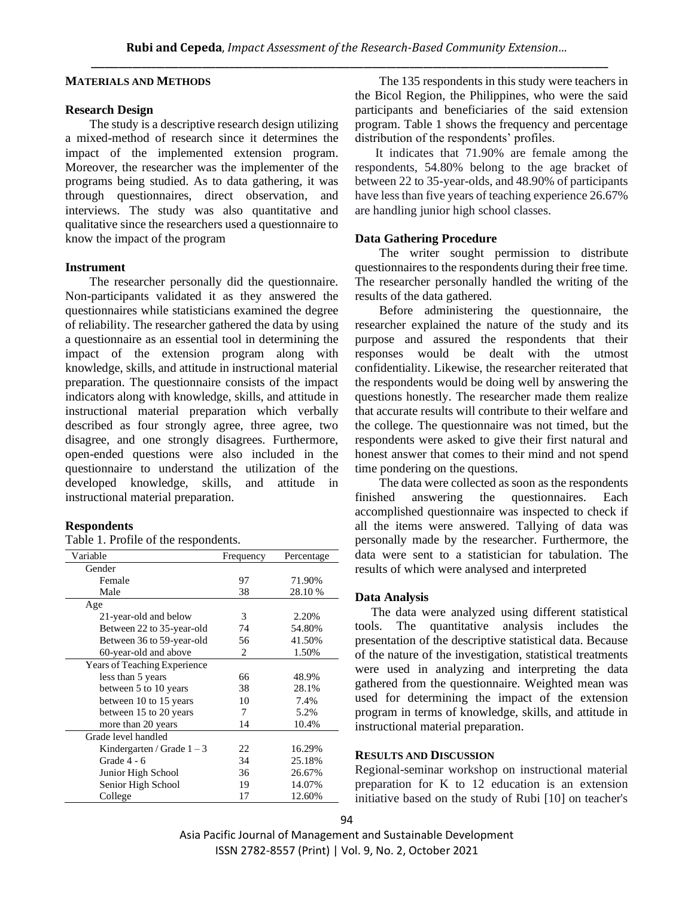## MATERIALS AND METHODS

### Research Design

The study is a descriptive research design utilizing a mixed-method of research since it determines the impact of the implemented extension program. Moreover, the researcher was the implementer of the programs being studied. As to data gathering, it was through questionnaires, direct observation, and interviews. The study was also quantitative and qualitative since the researchers used a questionnaire to know the impact of the program

### Instrument

The researcher personally did the questionnaire. Non-participants validated it as they answered the questionnaires while statisticians examined the degree of reliability. The researcher gathered the data by using a questionnaire as an essential tool in determining the impact of the extension program along with knowledge, skills, and attitude in instructional material preparation. The questionnaire consists of the impact indicators along with knowledge, skills, and attitude in instructional material preparation which verbally described as four strongly agree, three agree, two disagree, and one strongly disagrees. Furthermore, open-ended questions were also included in the questionnaire to understand the utilization of the developed knowledge, skills, and attitude in instructional material preparation.

### Respondents

Table 1. Profile of the respondents.

| Variable | Frequency | Percentage |
|---|---|---|
| Gender | | |
| Female | 97 | 71.90% |
| Male | 38 | 28.10 % |
| Age | | |
| 21-year-old and below | 3 | 2.20% |
| Between 22 to 35-year-old | 74 | 54.80% |
| Between 36 to 59-year-old | 56 | 41.50% |
| 60-year-old and above | 2 | 1.50% |
| Years of Teaching Experience | | |
| less than 5 years | 66 | 48.9% |
| between 5 to 10 years | 38 | 28.1% |
| between 10 to 15 years | 10 | 7.4% |
| between 15 to 20 years | 7 | 5.2% |
| more than 20 years | 14 | 10.4% |
| Grade level handled | | |
| Kindergarten / Grade 1 – 3 | 22 | 16.29% |
| Grade 4 - 6 | 34 | 25.18% |
| Junior High School | 36 | 26.67% |
| Senior High School | 19 | 14.07% |
| College | 17 | 12.60% |

The 135 respondents in this study were teachers in the Bicol Region, the Philippines, who were the said participants and beneficiaries of the said extension program. Table 1 shows the frequency and percentage distribution of the respondents' profiles.

It indicates that 71.90% are female among the respondents, 54.80% belong to the age bracket of between 22 to 35-year-olds, and 48.90% of participants have less than five years of teaching experience 26.67% are handling junior high school classes.

### Data Gathering Procedure

The writer sought permission to distribute questionnaires to the respondents during their free time. The researcher personally handled the writing of the results of the data gathered.

Before administering the questionnaire, the researcher explained the nature of the study and its purpose and assured the respondents that their responses would be dealt with the utmost confidentiality. Likewise, the researcher reiterated that the respondents would be doing well by answering the questions honestly. The researcher made them realize that accurate results will contribute to their welfare and the college. The questionnaire was not timed, but the respondents were asked to give their first natural and honest answer that comes to their mind and not spend time pondering on the questions.

The data were collected as soon as the respondents finished answering the questionnaires. Each accomplished questionnaire was inspected to check if all the items were answered. Tallying of data was personally made by the researcher. Furthermore, the data were sent to a statistician for tabulation. The results of which were analysed and interpreted

### Data Analysis

The data were analyzed using different statistical tools. The quantitative analysis includes the presentation of the descriptive statistical data. Because of the nature of the investigation, statistical treatments were used in analyzing and interpreting the data gathered from the questionnaire. Weighted mean was used for determining the impact of the extension program in terms of knowledge, skills, and attitude in instructional material preparation.

## RESULTS AND DISCUSSION

Regional-seminar workshop on instructional material preparation for K to 12 education is an extension initiative based on the study of Rubi [10] on teacher's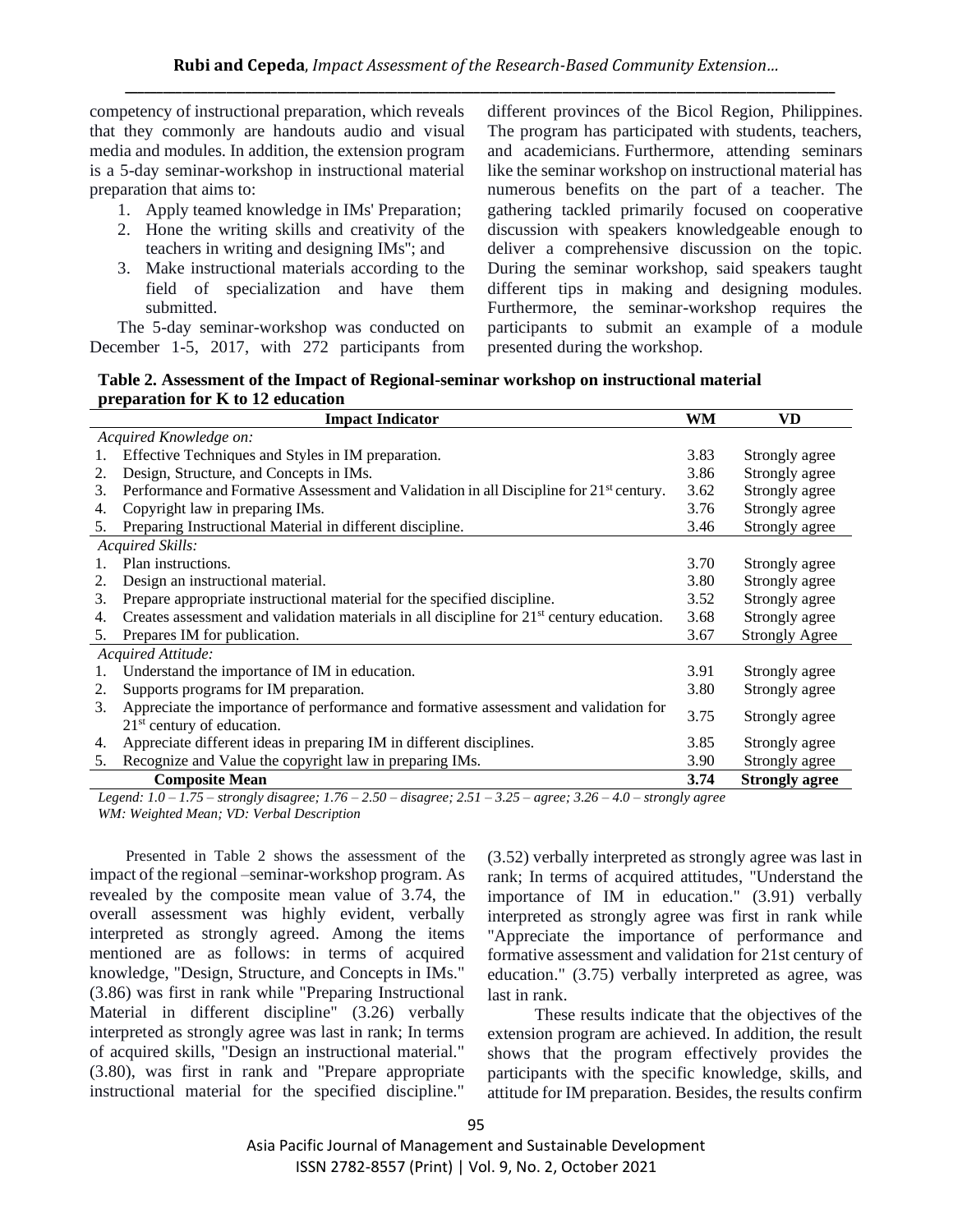competency of instructional preparation, which reveals that they commonly are handouts audio and visual media and modules. In addition, the extension program is a 5-day seminar-workshop in instructional material preparation that aims to:

1. Apply teamed knowledge in IMs' Preparation;
2. Hone the writing skills and creativity of the teachers in writing and designing IMs"; and
3. Make instructional materials according to the field of specialization and have them submitted.

The 5-day seminar-workshop was conducted on December 1-5, 2017, with 272 participants from different provinces of the Bicol Region, Philippines. The program has participated with students, teachers, and academicians. Furthermore, attending seminars like the seminar workshop on instructional material has numerous benefits on the part of a teacher. The gathering tackled primarily focused on cooperative discussion with speakers knowledgeable enough to deliver a comprehensive discussion on the topic. During the seminar workshop, said speakers taught different tips in making and designing modules. Furthermore, the seminar-workshop requires the participants to submit an example of a module presented during the workshop.

**Table 2. Assessment of the Impact of Regional-seminar workshop on instructional material preparation for K to 12 education**

| Impact Indicator | WM | VD |
|---|---|---|
| *Acquired Knowledge on:* | | |
| 1. Effective Techniques and Styles in IM preparation. | 3.83 | Strongly agree |
| 2. Design, Structure, and Concepts in IMs. | 3.86 | Strongly agree |
| 3. Performance and Formative Assessment and Validation in all Discipline for 21st century. | 3.62 | Strongly agree |
| 4. Copyright law in preparing IMs. | 3.76 | Strongly agree |
| 5. Preparing Instructional Material in different discipline. | 3.46 | Strongly agree |
| *Acquired Skills:* | | |
| 1. Plan instructions. | 3.70 | Strongly agree |
| 2. Design an instructional material. | 3.80 | Strongly agree |
| 3. Prepare appropriate instructional material for the specified discipline. | 3.52 | Strongly agree |
| 4. Creates assessment and validation materials in all discipline for 21st century education. | 3.68 | Strongly agree |
| 5. Prepares IM for publication. | 3.67 | Strongly Agree |
| *Acquired Attitude:* | | |
| 1. Understand the importance of IM in education. | 3.91 | Strongly agree |
| 2. Supports programs for IM preparation. | 3.80 | Strongly agree |
| 3. Appreciate the importance of performance and formative assessment and validation for 21st century of education. | 3.75 | Strongly agree |
| 4. Appreciate different ideas in preparing IM in different disciplines. | 3.85 | Strongly agree |
| 5. Recognize and Value the copyright law in preparing IMs. | 3.90 | Strongly agree |
| **Composite Mean** | **3.74** | **Strongly agree** |

*Legend: 1.0 – 1.75 – strongly disagree; 1.76 – 2.50 – disagree; 2.51 – 3.25 – agree; 3.26 – 4.0 – strongly agree*
*WM: Weighted Mean; VD: Verbal Description*

Presented in Table 2 shows the assessment of the impact of the regional –seminar-workshop program. As revealed by the composite mean value of 3.74, the overall assessment was highly evident, verbally interpreted as strongly agreed. Among the items mentioned are as follows: in terms of acquired knowledge, "Design, Structure, and Concepts in IMs." (3.86) was first in rank while "Preparing Instructional Material in different discipline" (3.26) verbally interpreted as strongly agree was last in rank; In terms of acquired skills, "Design an instructional material." (3.80), was first in rank and "Prepare appropriate instructional material for the specified discipline." (3.52) verbally interpreted as strongly agree was last in rank; In terms of acquired attitudes, "Understand the importance of IM in education." (3.91) verbally interpreted as strongly agree was first in rank while "Appreciate the importance of performance and formative assessment and validation for 21st century of education." (3.75) verbally interpreted as agree, was last in rank.

These results indicate that the objectives of the extension program are achieved. In addition, the result shows that the program effectively provides the participants with the specific knowledge, skills, and attitude for IM preparation. Besides, the results confirm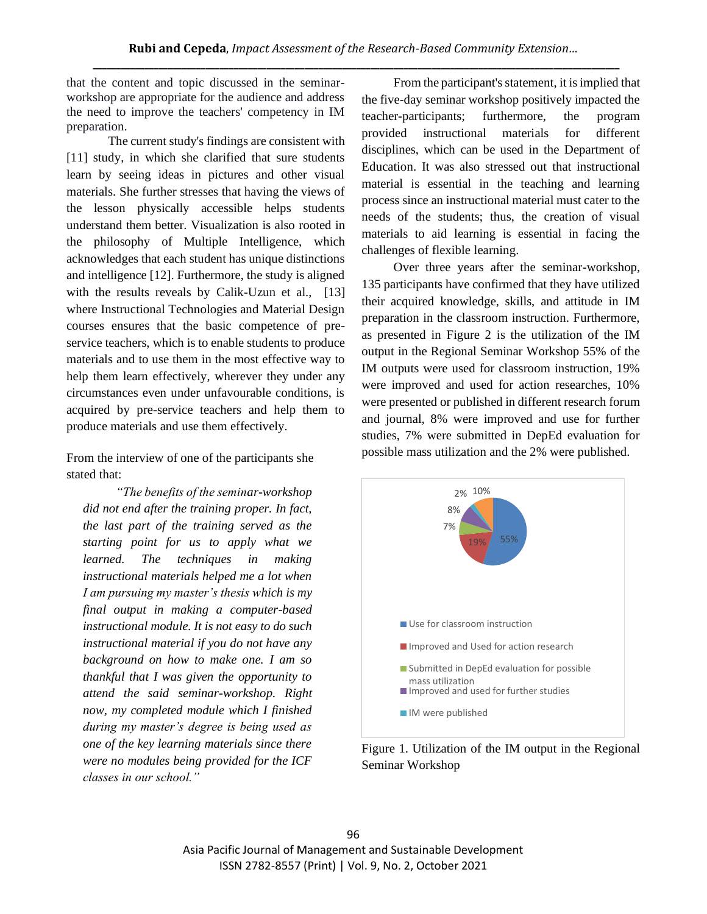that the content and topic discussed in the seminar-workshop are appropriate for the audience and address the need to improve the teachers' competency in IM preparation.

The current study's findings are consistent with [11] study, in which she clarified that sure students learn by seeing ideas in pictures and other visual materials. She further stresses that having the views of the lesson physically accessible helps students understand them better. Visualization is also rooted in the philosophy of Multiple Intelligence, which acknowledges that each student has unique distinctions and intelligence [12]. Furthermore, the study is aligned with the results reveals by Calik-Uzun et al., [13] where Instructional Technologies and Material Design courses ensures that the basic competence of pre-service teachers, which is to enable students to produce materials and to use them in the most effective way to help them learn effectively, wherever they under any circumstances even under unfavourable conditions, is acquired by pre-service teachers and help them to produce materials and use them effectively.

From the interview of one of the participants she stated that:

> *"The benefits of the seminar-workshop did not end after the training proper. In fact, the last part of the training served as the starting point for us to apply what we learned. The techniques in making instructional materials helped me a lot when I am pursuing my master's thesis which is my final output in making a computer-based instructional module. It is not easy to do such instructional material if you do not have any background on how to make one. I am so thankful that I was given the opportunity to attend the said seminar-workshop. Right now, my completed module which I finished during my master's degree is being used as one of the key learning materials since there were no modules being provided for the ICF classes in our school."*

From the participant's statement, it is implied that the five-day seminar workshop positively impacted the teacher-participants; furthermore, the program provided instructional materials for different disciplines, which can be used in the Department of Education. It was also stressed out that instructional material is essential in the teaching and learning process since an instructional material must cater to the needs of the students; thus, the creation of visual materials to aid learning is essential in facing the challenges of flexible learning.

Over three years after the seminar-workshop, 135 participants have confirmed that they have utilized their acquired knowledge, skills, and attitude in IM preparation in the classroom instruction. Furthermore, as presented in Figure 2 is the utilization of the IM output in the Regional Seminar Workshop 55% of the IM outputs were used for classroom instruction, 19% were improved and used for action researches, 10% were presented or published in different research forum and journal, 8% were improved and use for further studies, 7% were submitted in DepEd evaluation for possible mass utilization and the 2% were published.

2% 10% 8% 7% 19% 55%

- Use for classroom instruction
- Improved and Used for action research
- Submitted in DepEd evaluation for possible mass utilization
- Improved and used for further studies
- IM were published

Figure 1. Utilization of the IM output in the Regional Seminar Workshop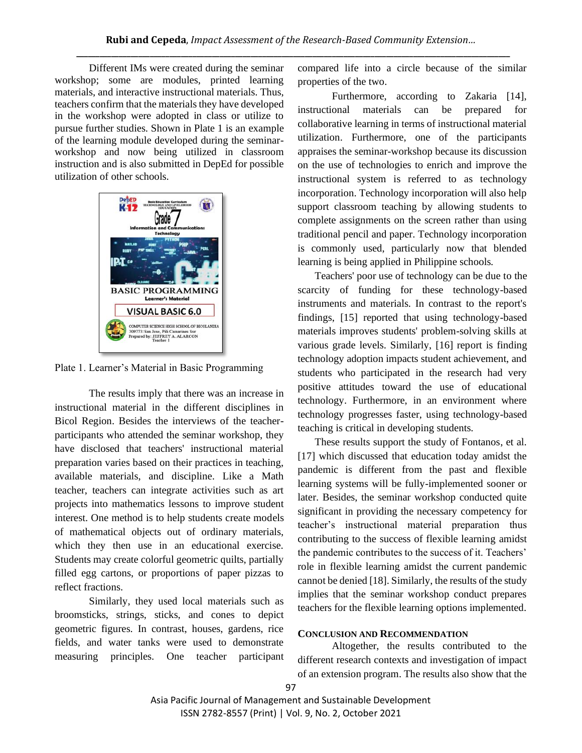Different IMs were created during the seminar workshop; some are modules, printed learning materials, and interactive instructional materials. Thus, teachers confirm that the materials they have developed in the workshop were adopted in class or utilize to pursue further studies. Shown in Plate 1 is an example of the learning module developed during the seminar-workshop and now being utilized in classroom instruction and is also submitted in DepEd for possible utilization of other schools.

Plate 1. Learner's Material in Basic Programming

The results imply that there was an increase in instructional material in the different disciplines in Bicol Region. Besides the interviews of the teacher-participants who attended the seminar workshop, they have disclosed that teachers' instructional material preparation varies based on their practices in teaching, available materials, and discipline. Like a Math teacher, teachers can integrate activities such as art projects into mathematics lessons to improve student interest. One method is to help students create models of mathematical objects out of ordinary materials, which they then use in an educational exercise. Students may create colorful geometric quilts, partially filled egg cartons, or proportions of paper pizzas to reflect fractions.

Similarly, they used local materials such as broomsticks, strings, sticks, and cones to depict geometric figures. In contrast, houses, gardens, rice fields, and water tanks were used to demonstrate measuring principles. One teacher participant compared life into a circle because of the similar properties of the two.

Furthermore, according to Zakaria [14], instructional materials can be prepared for collaborative learning in terms of instructional material utilization. Furthermore, one of the participants appraises the seminar-workshop because its discussion on the use of technologies to enrich and improve the instructional system is referred to as technology incorporation. Technology incorporation will also help support classroom teaching by allowing students to complete assignments on the screen rather than using traditional pencil and paper. Technology incorporation is commonly used, particularly now that blended learning is being applied in Philippine schools.

Teachers' poor use of technology can be due to the scarcity of funding for these technology-based instruments and materials. In contrast to the report's findings, [15] reported that using technology-based materials improves students' problem-solving skills at various grade levels. Similarly, [16] report is finding technology adoption impacts student achievement, and students who participated in the research had very positive attitudes toward the use of educational technology. Furthermore, in an environment where technology progresses faster, using technology-based teaching is critical in developing students.

These results support the study of Fontanos, et al. [17] which discussed that education today amidst the pandemic is different from the past and flexible learning systems will be fully-implemented sooner or later. Besides, the seminar workshop conducted quite significant in providing the necessary competency for teacher's instructional material preparation thus contributing to the success of flexible learning amidst the pandemic contributes to the success of it. Teachers' role in flexible learning amidst the current pandemic cannot be denied [18]. Similarly, the results of the study implies that the seminar workshop conduct prepares teachers for the flexible learning options implemented.

## CONCLUSION AND RECOMMENDATION

Altogether, the results contributed to the different research contexts and investigation of impact of an extension program. The results also show that the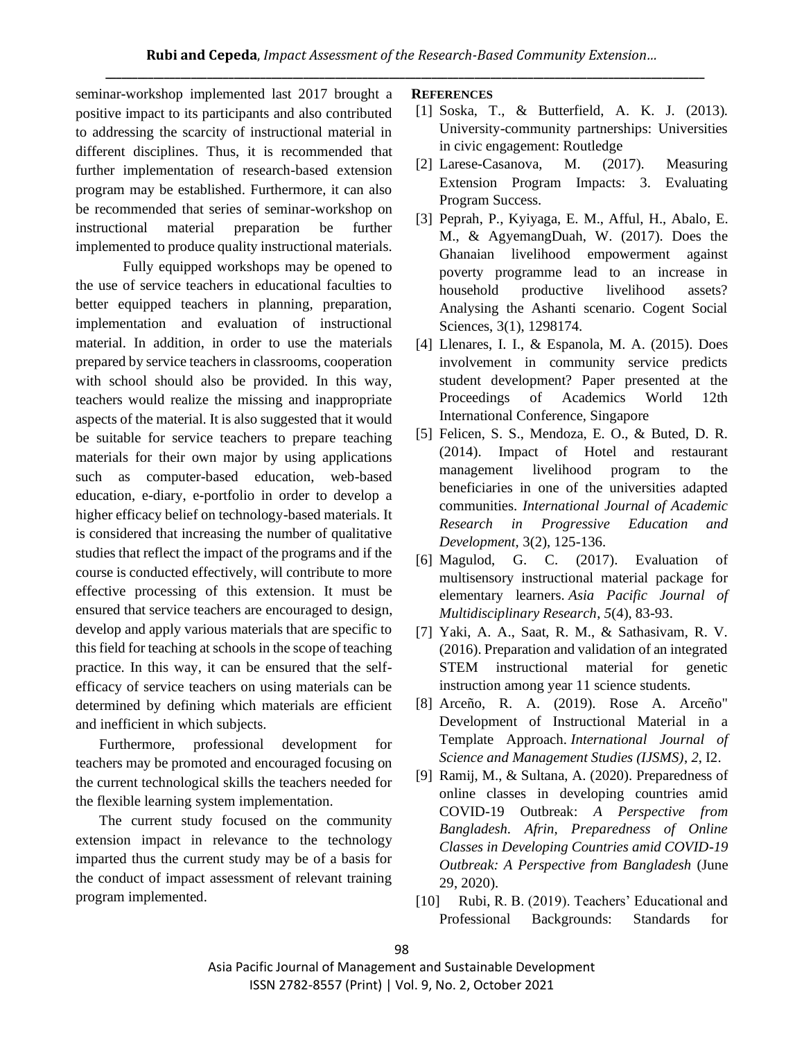seminar-workshop implemented last 2017 brought a positive impact to its participants and also contributed to addressing the scarcity of instructional material in different disciplines. Thus, it is recommended that further implementation of research-based extension program may be established. Furthermore, it can also be recommended that series of seminar-workshop on instructional material preparation be further implemented to produce quality instructional materials.

Fully equipped workshops may be opened to the use of service teachers in educational faculties to better equipped teachers in planning, preparation, implementation and evaluation of instructional material. In addition, in order to use the materials prepared by service teachers in classrooms, cooperation with school should also be provided. In this way, teachers would realize the missing and inappropriate aspects of the material. It is also suggested that it would be suitable for service teachers to prepare teaching materials for their own major by using applications such as computer-based education, web-based education, e-diary, e-portfolio in order to develop a higher efficacy belief on technology-based materials. It is considered that increasing the number of qualitative studies that reflect the impact of the programs and if the course is conducted effectively, will contribute to more effective processing of this extension. It must be ensured that service teachers are encouraged to design, develop and apply various materials that are specific to this field for teaching at schools in the scope of teaching practice. In this way, it can be ensured that the self-efficacy of service teachers on using materials can be determined by defining which materials are efficient and inefficient in which subjects.

Furthermore, professional development for teachers may be promoted and encouraged focusing on the current technological skills the teachers needed for the flexible learning system implementation.

The current study focused on the community extension impact in relevance to the technology imparted thus the current study may be of a basis for the conduct of impact assessment of relevant training program implemented.

## REFERENCES

[1] Soska, T., & Butterfield, A. K. J. (2013). University-community partnerships: Universities in civic engagement: Routledge

[2] Larese-Casanova, M. (2017). Measuring Extension Program Impacts: 3. Evaluating Program Success.

[3] Peprah, P., Kyiyaga, E. M., Afful, H., Abalo, E. M., & AgyemangDuah, W. (2017). Does the Ghanaian livelihood empowerment against poverty programme lead to an increase in household productive livelihood assets? Analysing the Ashanti scenario. Cogent Social Sciences, 3(1), 1298174.

[4] Llenares, I. I., & Espanola, M. A. (2015). Does involvement in community service predicts student development? Paper presented at the Proceedings of Academics World 12th International Conference, Singapore

[5] Felicen, S. S., Mendoza, E. O., & Buted, D. R. (2014). Impact of Hotel and restaurant management livelihood program to the beneficiaries in one of the universities adapted communities. *International Journal of Academic Research in Progressive Education and Development,* 3(2), 125-136.

[6] Magulod, G. C. (2017). Evaluation of multisensory instructional material package for elementary learners. *Asia Pacific Journal of Multidisciplinary Research*, *5*(4), 83-93.

[7] Yaki, A. A., Saat, R. M., & Sathasivam, R. V. (2016). Preparation and validation of an integrated STEM instructional material for genetic instruction among year 11 science students.

[8] Arceño, R. A. (2019). Rose A. Arceño" Development of Instructional Material in a Template Approach. *International Journal of Science and Management Studies (IJSMS)*, *2*, I2.

[9] Ramij, M., & Sultana, A. (2020). Preparedness of online classes in developing countries amid COVID-19 Outbreak: *A Perspective from Bangladesh. Afrin, Preparedness of Online Classes in Developing Countries amid COVID-19 Outbreak: A Perspective from Bangladesh* (June 29, 2020).

[10] Rubi, R. B. (2019). Teachers' Educational and Professional Backgrounds: Standards for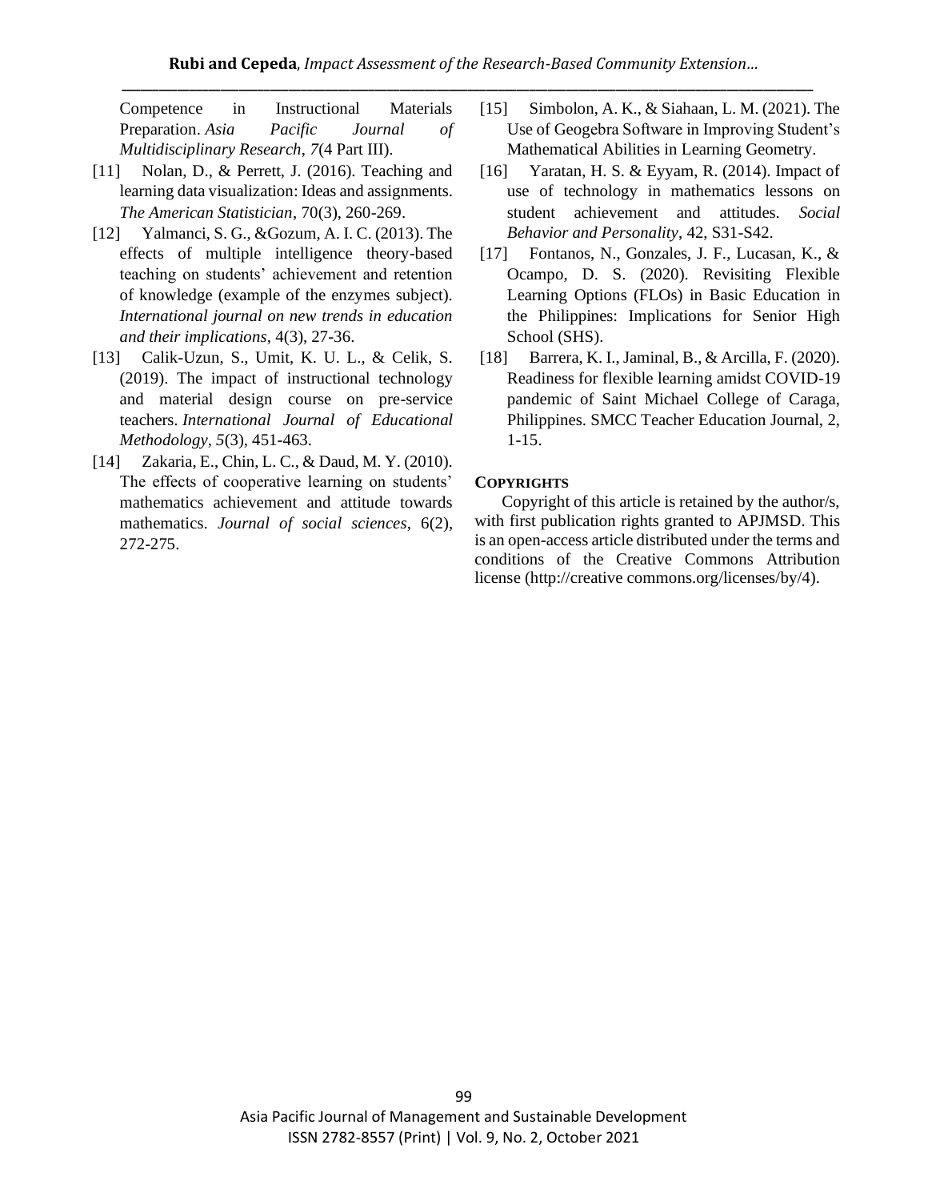Competence in Instructional Materials Preparation. *Asia Pacific Journal of Multidisciplinary Research*, *7*(4 Part III).

[11] Nolan, D., & Perrett, J. (2016). Teaching and learning data visualization: Ideas and assignments. *The American Statistician*, 70(3), 260-269.

[12] Yalmanci, S. G., &Gozum, A. I. C. (2013). The effects of multiple intelligence theory-based teaching on students' achievement and retention of knowledge (example of the enzymes subject). *International journal on new trends in education and their implications*, 4(3), 27-36.

[13] Calik-Uzun, S., Umit, K. U. L., & Celik, S. (2019). The impact of instructional technology and material design course on pre-service teachers. *International Journal of Educational Methodology*, *5*(3), 451-463.

[14] Zakaria, E., Chin, L. C., & Daud, M. Y. (2010). The effects of cooperative learning on students' mathematics achievement and attitude towards mathematics. *Journal of social sciences*, 6(2), 272-275.

[15] Simbolon, A. K., & Siahaan, L. M. (2021). The Use of Geogebra Software in Improving Student's Mathematical Abilities in Learning Geometry.

[16] Yaratan, H. S. & Eyyam, R. (2014). Impact of use of technology in mathematics lessons on student achievement and attitudes. *Social Behavior and Personality*, 42, S31-S42.

[17] Fontanos, N., Gonzales, J. F., Lucasan, K., & Ocampo, D. S. (2020). Revisiting Flexible Learning Options (FLOs) in Basic Education in the Philippines: Implications for Senior High School (SHS).

[18] Barrera, K. I., Jaminal, B., & Arcilla, F. (2020). Readiness for flexible learning amidst COVID-19 pandemic of Saint Michael College of Caraga, Philippines. SMCC Teacher Education Journal, 2, 1-15.

**COPYRIGHTS**

Copyright of this article is retained by the author/s, with first publication rights granted to APJMSD. This is an open-access article distributed under the terms and conditions of the Creative Commons Attribution license (http://creative commons.org/licenses/by/4).